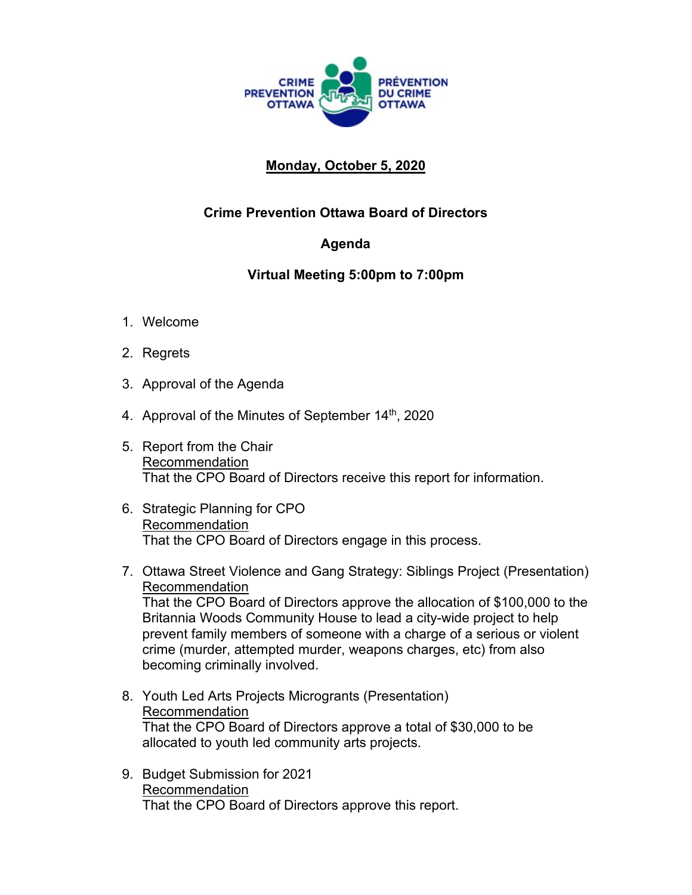CRIME PREVENTION OTTAWA | PRÉVENTION DU CRIME OTTAWA

**Monday, October 5, 2020**

**Crime Prevention Ottawa Board of Directors**

**Agenda**

**Virtual Meeting 5:00pm to 7:00pm**

1. Welcome

2. Regrets

3. Approval of the Agenda

4. Approval of the Minutes of September 14th, 2020

5. Report from the Chair
   Recommendation
   That the CPO Board of Directors receive this report for information.

6. Strategic Planning for CPO
   Recommendation
   That the CPO Board of Directors engage in this process.

7. Ottawa Street Violence and Gang Strategy: Siblings Project (Presentation)
   Recommendation
   That the CPO Board of Directors approve the allocation of $100,000 to the Britannia Woods Community House to lead a city-wide project to help prevent family members of someone with a charge of a serious or violent crime (murder, attempted murder, weapons charges, etc) from also becoming criminally involved.

8. Youth Led Arts Projects Microgrants (Presentation)
   Recommendation
   That the CPO Board of Directors approve a total of $30,000 to be allocated to youth led community arts projects.

9. Budget Submission for 2021
   Recommendation
   That the CPO Board of Directors approve this report.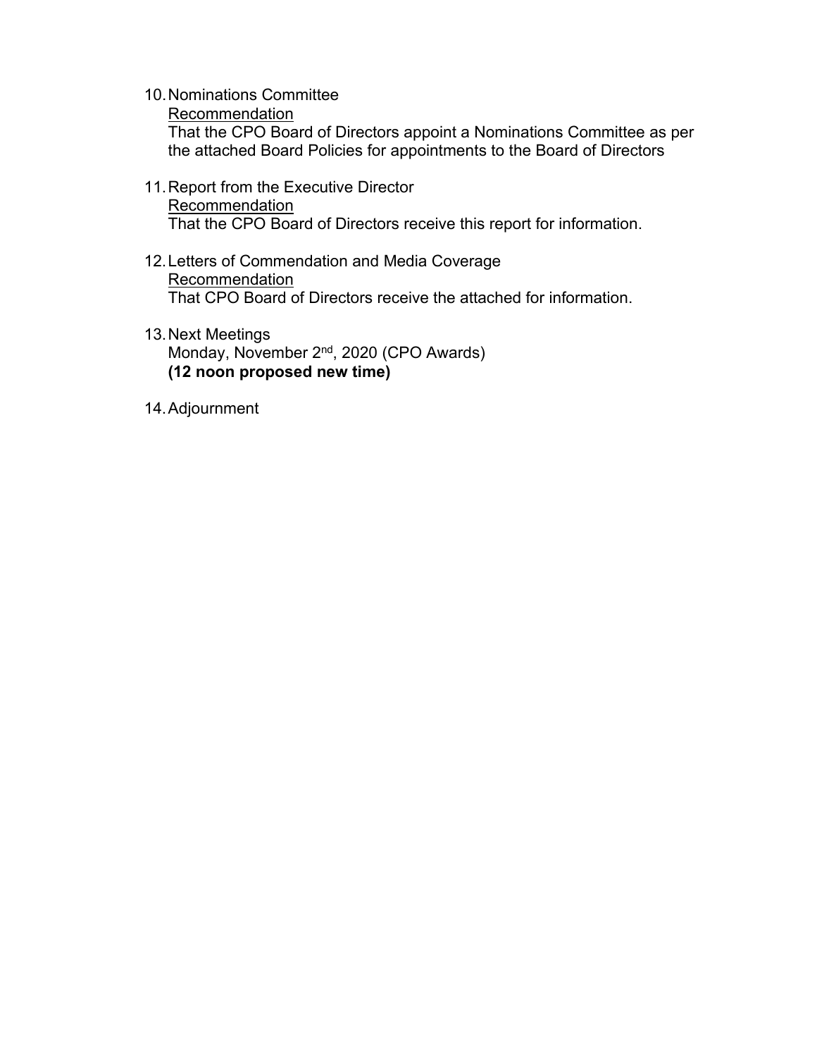10. Nominations Committee
    <u>Recommendation</u>
    That the CPO Board of Directors appoint a Nominations Committee as per the attached Board Policies for appointments to the Board of Directors

11. Report from the Executive Director
    <u>Recommendation</u>
    That the CPO Board of Directors receive this report for information.

12. Letters of Commendation and Media Coverage
    <u>Recommendation</u>
    That CPO Board of Directors receive the attached for information.

13. Next Meetings
    Monday, November 2nd, 2020 (CPO Awards)
    **(12 noon proposed new time)**

14. Adjournment